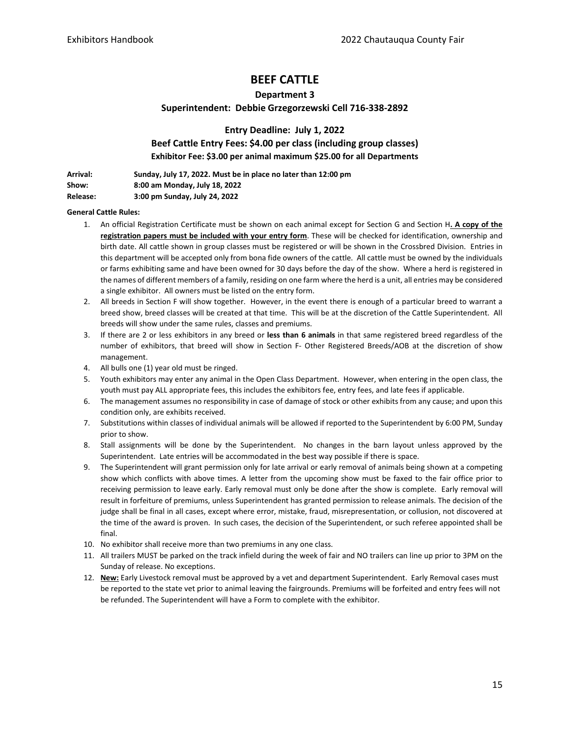# BEEF CATTLE

## Department 3

### Superintendent: Debbie Grzegorzewski Cell 716-338-2892

### Entry Deadline: July 1, 2022

### Beef Cattle Entry Fees: $4.00 per class (including group classes)

**Exhibitor Fee: $3.00 per animal maximum $25.00 for all Departments**

**Arrival:** **Sunday, July 17, 2022. Must be in place no later than 12:00 pm**
**Show:** **8:00 am Monday, July 18, 2022**
**Release:** **3:00 pm Sunday, July 24, 2022**

**General Cattle Rules:**

1. An official Registration Certificate must be shown on each animal except for Section G and Section H**. A copy of the registration papers must be included with your entry form**. These will be checked for identification, ownership and birth date. All cattle shown in group classes must be registered or will be shown in the Crossbred Division. Entries in this department will be accepted only from bona fide owners of the cattle. All cattle must be owned by the individuals or farms exhibiting same and have been owned for 30 days before the day of the show. Where a herd is registered in the names of different members of a family, residing on one farm where the herd is a unit, all entries may be considered a single exhibitor. All owners must be listed on the entry form.
2. All breeds in Section F will show together. However, in the event there is enough of a particular breed to warrant a breed show, breed classes will be created at that time. This will be at the discretion of the Cattle Superintendent. All breeds will show under the same rules, classes and premiums.
3. If there are 2 or less exhibitors in any breed or **less than 6 animals** in that same registered breed regardless of the number of exhibitors, that breed will show in Section F- Other Registered Breeds/AOB at the discretion of show management.
4. All bulls one (1) year old must be ringed.
5. Youth exhibitors may enter any animal in the Open Class Department. However, when entering in the open class, the youth must pay ALL appropriate fees, this includes the exhibitors fee, entry fees, and late fees if applicable.
6. The management assumes no responsibility in case of damage of stock or other exhibits from any cause; and upon this condition only, are exhibits received.
7. Substitutions within classes of individual animals will be allowed if reported to the Superintendent by 6:00 PM, Sunday prior to show.
8. Stall assignments will be done by the Superintendent. No changes in the barn layout unless approved by the Superintendent. Late entries will be accommodated in the best way possible if there is space.
9. The Superintendent will grant permission only for late arrival or early removal of animals being shown at a competing show which conflicts with above times. A letter from the upcoming show must be faxed to the fair office prior to receiving permission to leave early. Early removal must only be done after the show is complete. Early removal will result in forfeiture of premiums, unless Superintendent has granted permission to release animals. The decision of the judge shall be final in all cases, except where error, mistake, fraud, misrepresentation, or collusion, not discovered at the time of the award is proven. In such cases, the decision of the Superintendent, or such referee appointed shall be final.
10. No exhibitor shall receive more than two premiums in any one class.
11. All trailers MUST be parked on the track infield during the week of fair and NO trailers can line up prior to 3PM on the Sunday of release. No exceptions.
12. **New:** Early Livestock removal must be approved by a vet and department Superintendent. Early Removal cases must be reported to the state vet prior to animal leaving the fairgrounds. Premiums will be forfeited and entry fees will not be refunded. The Superintendent will have a Form to complete with the exhibitor.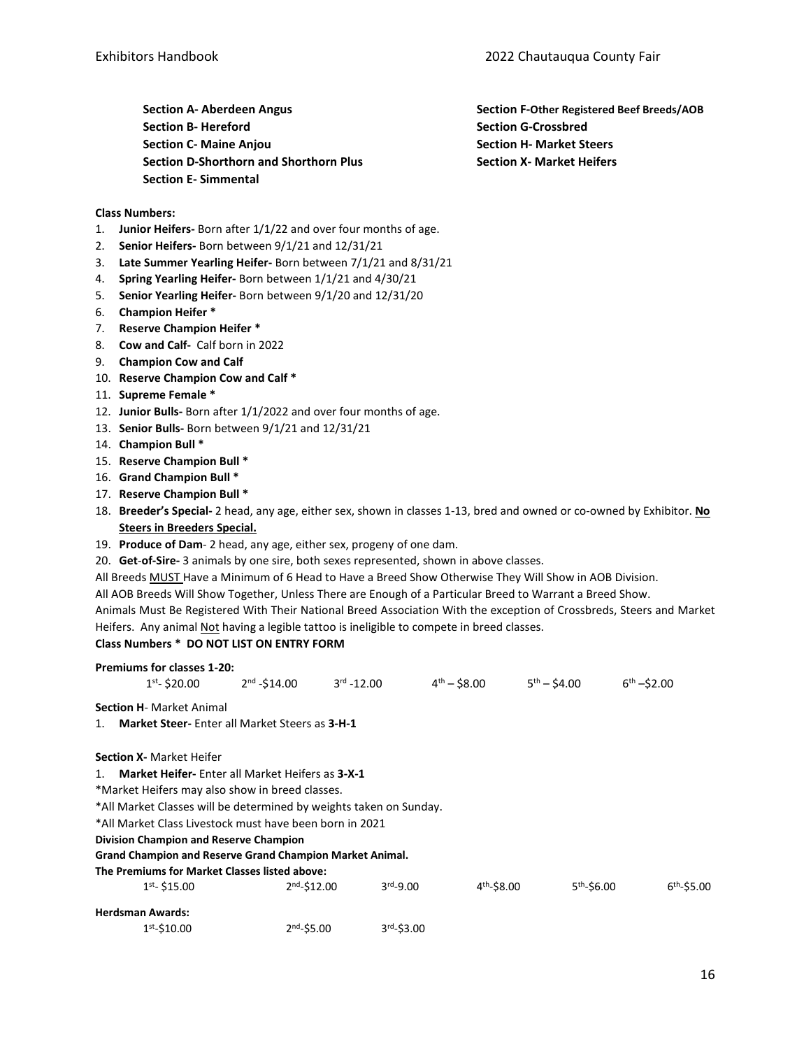**Section A- Aberdeen Angus**
**Section B- Hereford**
**Section C- Maine Anjou**
**Section D-Shorthorn and Shorthorn Plus**
**Section E- Simmental**
**Section F-Other Registered Beef Breeds/AOB**
**Section G-Crossbred**
**Section H- Market Steers**
**Section X- Market Heifers**

**Class Numbers:**

1. **Junior Heifers-** Born after 1/1/22 and over four months of age.
2. **Senior Heifers-** Born between 9/1/21 and 12/31/21
3. **Late Summer Yearling Heifer-** Born between 7/1/21 and 8/31/21
4. **Spring Yearling Heifer-** Born between 1/1/21 and 4/30/21
5. **Senior Yearling Heifer-** Born between 9/1/20 and 12/31/20
6. **Champion Heifer \***
7. **Reserve Champion Heifer \***
8. **Cow and Calf-** Calf born in 2022
9. **Champion Cow and Calf**
10. **Reserve Champion Cow and Calf \***
11. **Supreme Female \***
12. **Junior Bulls-** Born after 1/1/2022 and over four months of age.
13. **Senior Bulls-** Born between 9/1/21 and 12/31/21
14. **Champion Bull \***
15. **Reserve Champion Bull \***
16. **Grand Champion Bull \***
17. **Reserve Champion Bull \***
18. **Breeder's Special-** 2 head, any age, either sex, shown in classes 1-13, bred and owned or co-owned by Exhibitor. **No Steers in Breeders Special.**
19. **Produce of Dam**- 2 head, any age, either sex, progeny of one dam.
20. **Get-of-Sire-** 3 animals by one sire, both sexes represented, shown in above classes.

All Breeds MUST Have a Minimum of 6 Head to Have a Breed Show Otherwise They Will Show in AOB Division.
All AOB Breeds Will Show Together, Unless There are Enough of a Particular Breed to Warrant a Breed Show.
Animals Must Be Registered With Their National Breed Association With the exception of Crossbreds, Steers and Market Heifers. Any animal Not having a legible tattoo is ineligible to compete in breed classes.

**Class Numbers \* DO NOT LIST ON ENTRY FORM**

**Premiums for classes 1-20:**

| 1st- $20.00 | 2nd -$14.00 | 3rd -12.00 | 4th – $8.00 | 5th – $4.00 | 6th –$2.00 |
|---|---|---|---|---|---|

**Section H**- Market Animal

1. **Market Steer-** Enter all Market Steers as **3-H-1**

**Section X-** Market Heifer

1. **Market Heifer-** Enter all Market Heifers as **3-X-1**

\*Market Heifers may also show in breed classes.
\*All Market Classes will be determined by weights taken on Sunday.
\*All Market Class Livestock must have been born in 2021

**Division Champion and Reserve Champion**
**Grand Champion and Reserve Grand Champion Market Animal.**
**The Premiums for Market Classes listed above:**

| 1st- $15.00 | 2nd-$12.00 | 3rd-9.00 | 4th-$8.00 | 5th-$6.00 | 6th-$5.00 |
|---|---|---|---|---|---|

**Herdsman Awards:**

| 1st-$10.00 | 2nd-$5.00 | 3rd-$3.00 |
|---|---|---|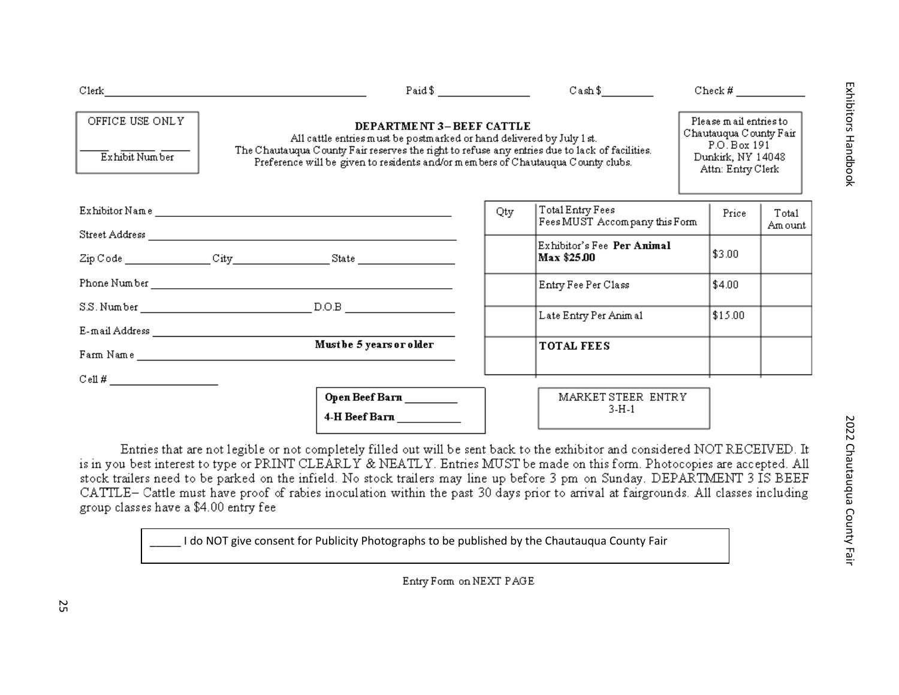Clerk________________________ Paid $ ____________ Cash $________ Check # __________

OFFICE USE ONLY

_____ _____ _____
Exhibit Number

**DEPARTMENT 3 – BEEF CATTLE**

All cattle entries must be postmarked or hand delivered by July 1st.
The Chautauqua County Fair reserves the right to refuse any entries due to lack of facilities.
Preference will be given to residents and/or members of Chautauqua County clubs.

Please mail entries to
Chautauqua County Fair
P.O. Box 191
Dunkirk, NY 14048
Attn: Entry Clerk

Exhibitor Name ________________________________

Street Address ________________________________

Zip Code ____________ City______________ State ______________

Phone Number ________________________________

S.S. Number ______________________ D.O.B ______________

E-mail Address ________________________________

**Must be 5 years or older**

Farm Name ________________________________

Cell # ________________

| Qty | Total Entry Fees<br>Fees MUST Accompany this Form | Price | Total Amount |
|---|---|---|---|
| | Exhibitor's Fee **Per Animal**<br>**Max $25.00** | $3.00 | |
| | Entry Fee Per Class | $4.00 | |
| | Late Entry Per Animal | $15.00 | |
| | **TOTAL FEES** | | |

**Open Beef Barn** ________

**4-H Beef Barn** ________

MARKET STEER ENTRY
3-H-1

Entries that are not legible or not completely filled out will be sent back to the exhibitor and considered NOT RECEIVED. It is in you best interest to type or PRINT CLEARLY & NEATLY. Entries MUST be made on this form. Photocopies are accepted. All stock trailers need to be parked on the infield. No stock trailers may line up before 3 pm on Sunday. DEPARTMENT 3 IS BEEF CATTLE– Cattle must have proof of rabies inoculation within the past 30 days prior to arrival at fairgrounds. All classes including group classes have a $4.00 entry fee

_____ I do NOT give consent for Publicity Photographs to be published by the Chautauqua County Fair

Entry Form on NEXT PAGE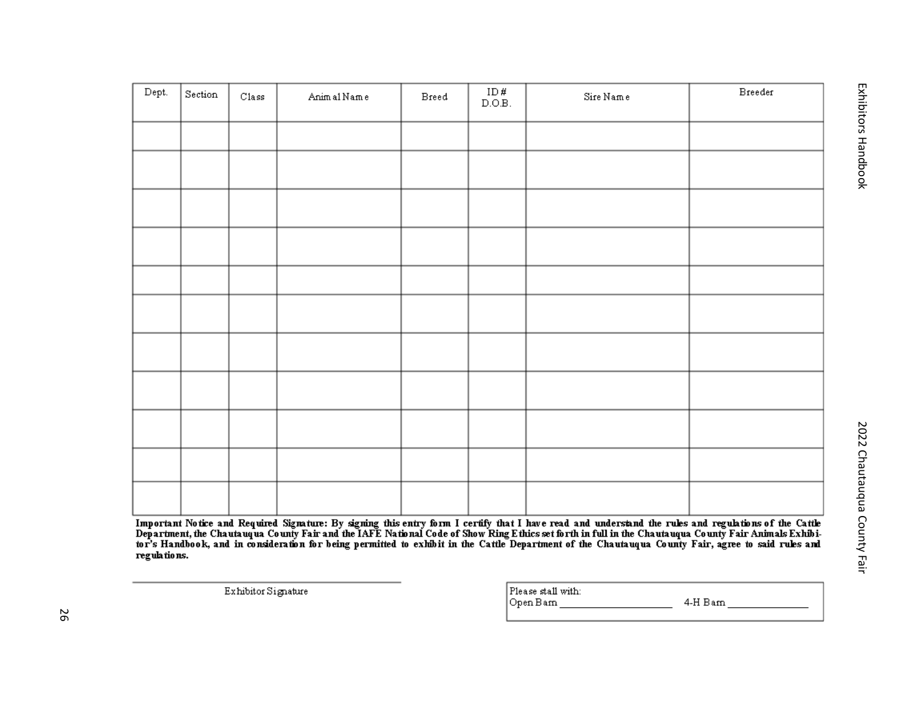| Dept. | Section | Class | Animal Name | Breed | ID #<br>D.O.B. | Sire Name | Breeder |
|---|---|---|---|---|---|---|---|
| | | | | | | | |
| | | | | | | | |
| | | | | | | | |
| | | | | | | | |
| | | | | | | | |
| | | | | | | | |
| | | | | | | | |
| | | | | | | | |
| | | | | | | | |
| | | | | | | | |
| | | | | | | | |

**Important Notice and Required Signature: By signing this entry form I certify that I have read and understand the rules and regulations of the Cattle Department, the Chautauqua County Fair and the IAFE National Code of Show Ring Ethics set forth in full in the Chautauqua County Fair Animals Exhibitor's Handbook, and in consideration for being permitted to exhibit in the Cattle Department of the Chautauqua County Fair, agree to said rules and regulations.**

______________________________

Exhibitor Signature

Please stall with:

Open Barn ____________________ 4-H Barn ______________